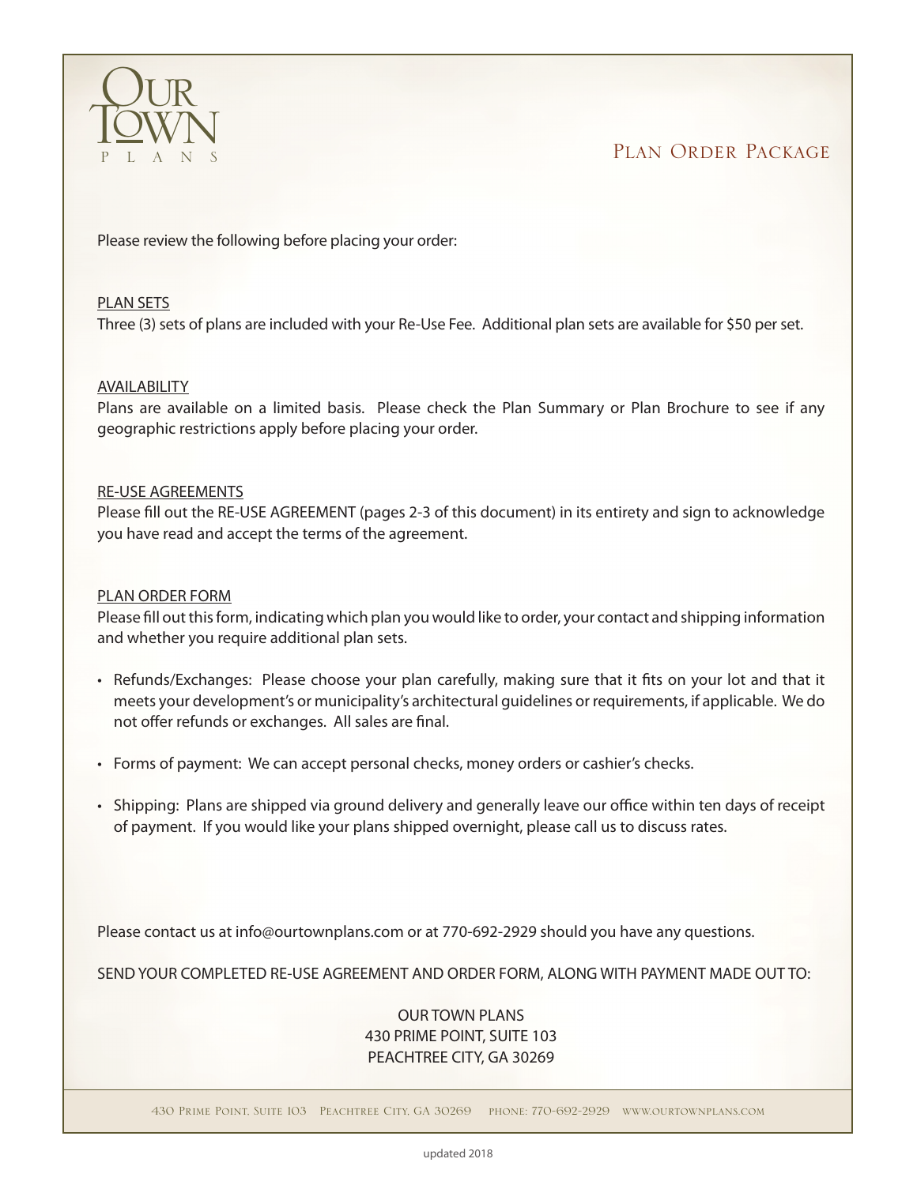# OUR TOWN PLANS

## Plan Order Package

Please review the following before placing your order:

**PLAN SETS**

Three (3) sets of plans are included with your Re-Use Fee. Additional plan sets are available for $50 per set.

**AVAILABILITY**

Plans are available on a limited basis. Please check the Plan Summary or Plan Brochure to see if any geographic restrictions apply before placing your order.

**RE-USE AGREEMENTS**

Please fill out the RE-USE AGREEMENT (pages 2-3 of this document) in its entirety and sign to acknowledge you have read and accept the terms of the agreement.

**PLAN ORDER FORM**

Please fill out this form, indicating which plan you would like to order, your contact and shipping information and whether you require additional plan sets.

- Refunds/Exchanges: Please choose your plan carefully, making sure that it fits on your lot and that it meets your development's or municipality's architectural guidelines or requirements, if applicable. We do not offer refunds or exchanges. All sales are final.
- Forms of payment: We can accept personal checks, money orders or cashier's checks.
- Shipping: Plans are shipped via ground delivery and generally leave our office within ten days of receipt of payment. If you would like your plans shipped overnight, please call us to discuss rates.

Please contact us at info@ourtownplans.com or at 770-692-2929 should you have any questions.

SEND YOUR COMPLETED RE-USE AGREEMENT AND ORDER FORM, ALONG WITH PAYMENT MADE OUT TO:

OUR TOWN PLANS
430 PRIME POINT, SUITE 103
PEACHTREE CITY, GA 30269

430 Prime Point, Suite 103 Peachtree City, GA 30269 phone: 770-692-2929 www.ourtownplans.com

updated 2018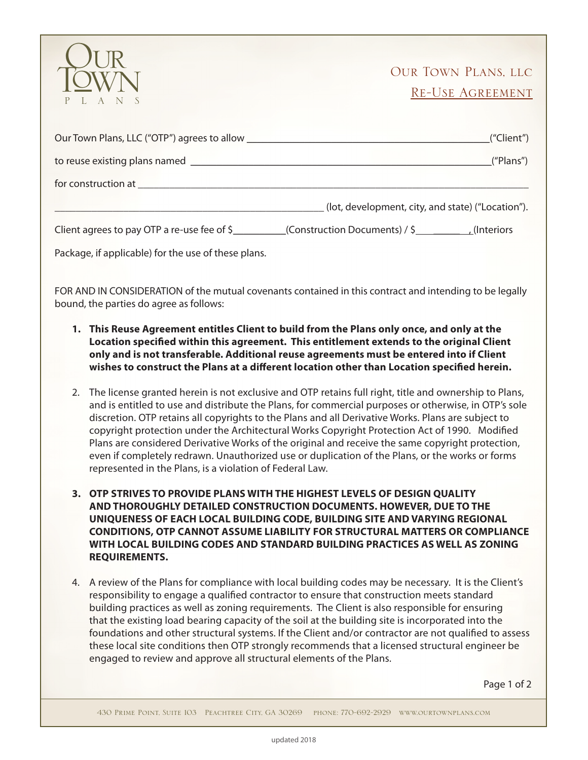# Our Town Plans, LLC

## Re-Use Agreement

Our Town Plans, LLC ("OTP") agrees to allow _____________________________________________("Client")

to reuse existing plans named ___________________________________________________________("Plans")

for construction at ______________________________________________________________________________

_____________________________________________________ (lot, development, city, and state) ("Location").

Client agrees to pay OTP a re-use fee of $__________(Construction Documents) / $__________(Interiors Package, if applicable) for the use of these plans.

FOR AND IN CONSIDERATION of the mutual covenants contained in this contract and intending to be legally bound, the parties do agree as follows:

1. **This Reuse Agreement entitles Client to build from the Plans only once, and only at the Location specified within this agreement. This entitlement extends to the original Client only and is not transferable. Additional reuse agreements must be entered into if Client wishes to construct the Plans at a different location other than Location specified herein.**

2. The license granted herein is not exclusive and OTP retains full right, title and ownership to Plans, and is entitled to use and distribute the Plans, for commercial purposes or otherwise, in OTP's sole discretion. OTP retains all copyrights to the Plans and all Derivative Works. Plans are subject to copyright protection under the Architectural Works Copyright Protection Act of 1990. Modified Plans are considered Derivative Works of the original and receive the same copyright protection, even if completely redrawn. Unauthorized use or duplication of the Plans, or the works or forms represented in the Plans, is a violation of Federal Law.

3. **OTP STRIVES TO PROVIDE PLANS WITH THE HIGHEST LEVELS OF DESIGN QUALITY AND THOROUGHLY DETAILED CONSTRUCTION DOCUMENTS. HOWEVER, DUE TO THE UNIQUENESS OF EACH LOCAL BUILDING CODE, BUILDING SITE AND VARYING REGIONAL CONDITIONS, OTP CANNOT ASSUME LIABILITY FOR STRUCTURAL MATTERS OR COMPLIANCE WITH LOCAL BUILDING CODES AND STANDARD BUILDING PRACTICES AS WELL AS ZONING REQUIREMENTS.**

4. A review of the Plans for compliance with local building codes may be necessary. It is the Client's responsibility to engage a qualified contractor to ensure that construction meets standard building practices as well as zoning requirements. The Client is also responsible for ensuring that the existing load bearing capacity of the soil at the building site is incorporated into the foundations and other structural systems. If the Client and/or contractor are not qualified to assess these local site conditions then OTP strongly recommends that a licensed structural engineer be engaged to review and approve all structural elements of the Plans.

430 Prime Point, Suite 103 Peachtree City, GA 30269 phone: 770-692-2929 www.ourtownplans.com

updated 2018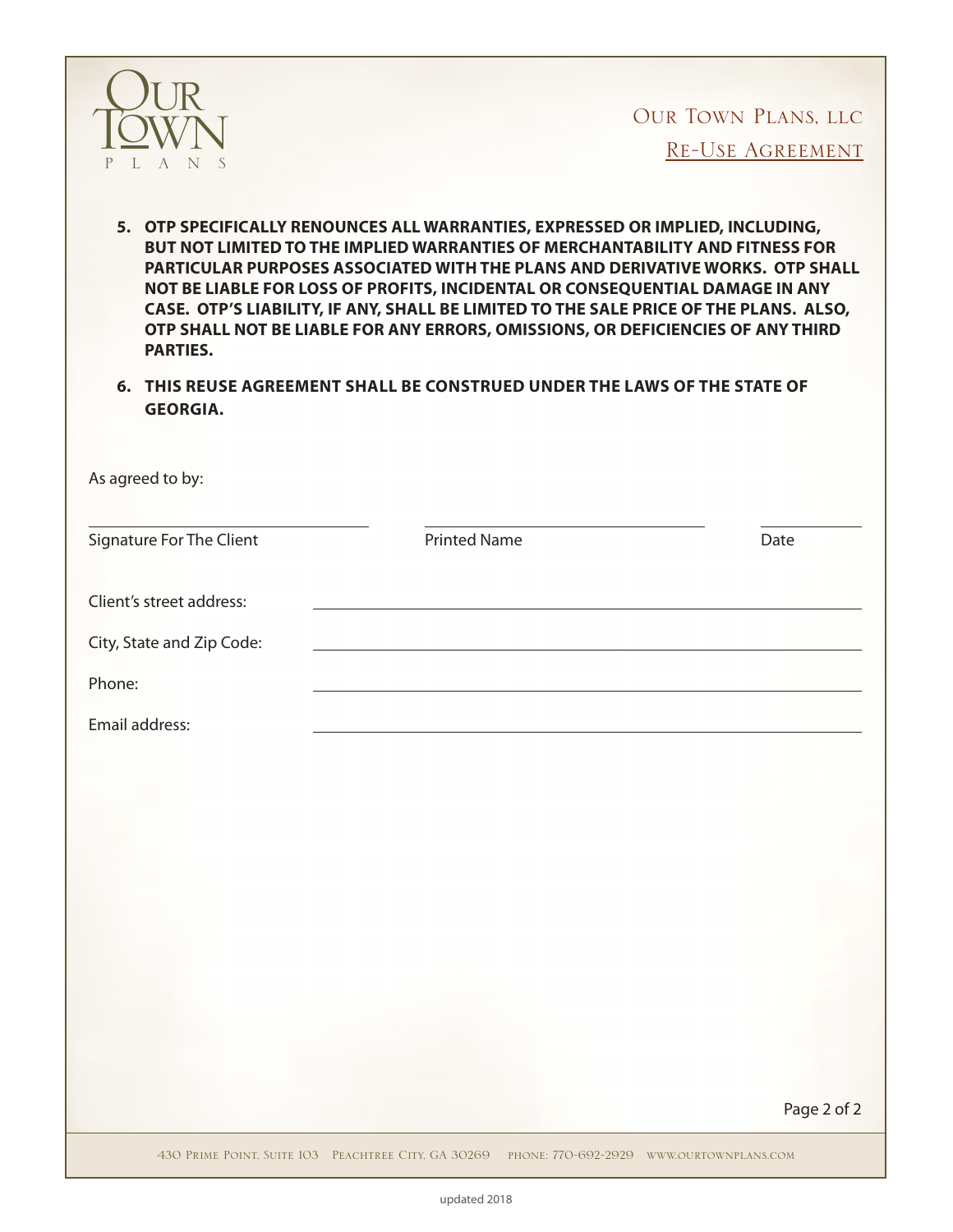Our Town Plans, LLC

Re-Use Agreement

5. **OTP SPECIFICALLY RENOUNCES ALL WARRANTIES, EXPRESSED OR IMPLIED, INCLUDING, BUT NOT LIMITED TO THE IMPLIED WARRANTIES OF MERCHANTABILITY AND FITNESS FOR PARTICULAR PURPOSES ASSOCIATED WITH THE PLANS AND DERIVATIVE WORKS. OTP SHALL NOT BE LIABLE FOR LOSS OF PROFITS, INCIDENTAL OR CONSEQUENTIAL DAMAGE IN ANY CASE. OTP'S LIABILITY, IF ANY, SHALL BE LIMITED TO THE SALE PRICE OF THE PLANS. ALSO, OTP SHALL NOT BE LIABLE FOR ANY ERRORS, OMISSIONS, OR DEFICIENCIES OF ANY THIRD PARTIES.**

6. **THIS REUSE AGREEMENT SHALL BE CONSTRUED UNDER THE LAWS OF THE STATE OF GEORGIA.**

As agreed to by:

| Signature For The Client | Printed Name | Date |
|---|---|---|
| | | |

Client's street address: ______________________________

City, State and Zip Code: ______________________________

Phone: ______________________________

Email address: ______________________________

430 Prime Point, Suite 103 Peachtree City, GA 30269 phone: 770-692-2929 www.ourtownplans.com

updated 2018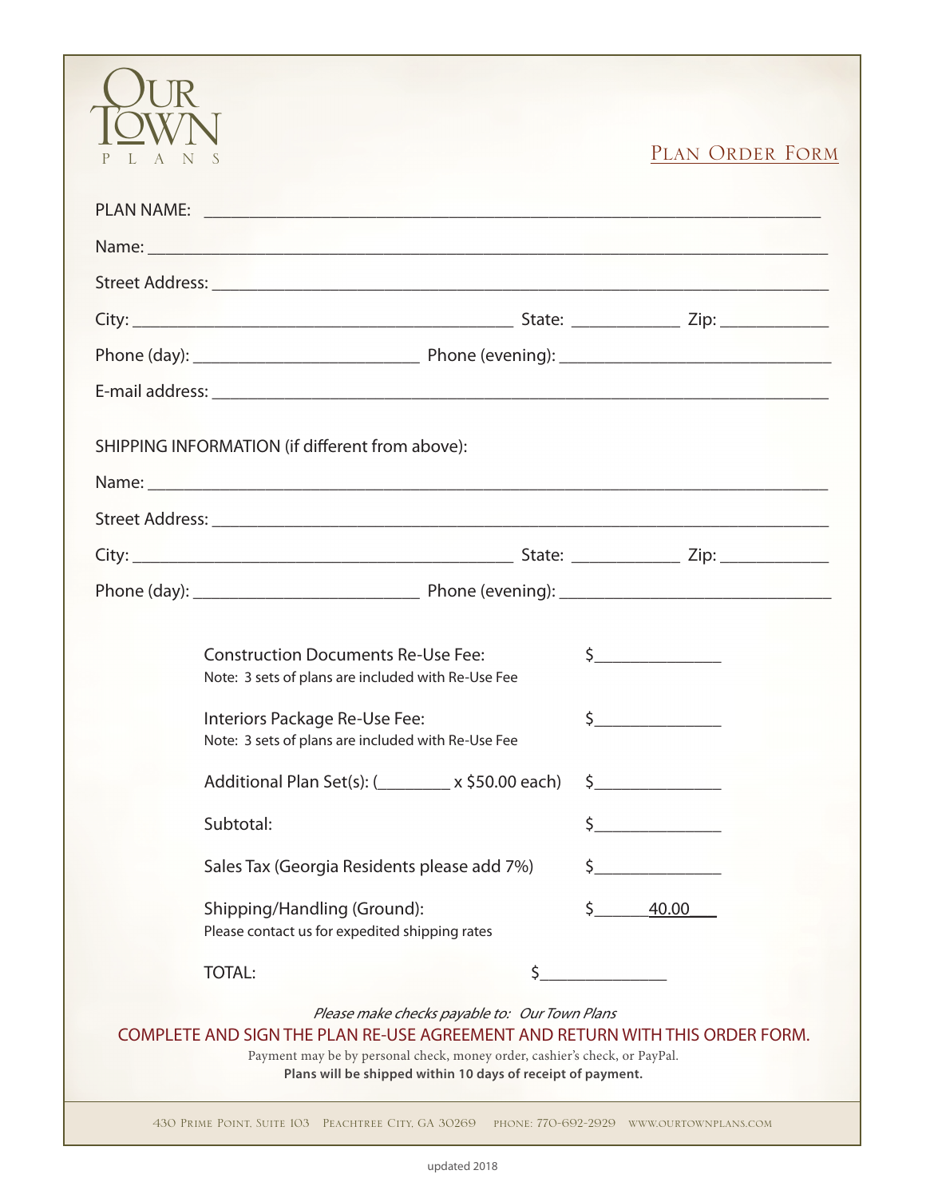OUR TOWN
PLANS

# PLAN ORDER FORM

PLAN NAME: ______________________________________________________________

Name: __________________________________________________________________

Street Address: ___________________________________________________________

City: ________________________________________ State: ___________ Zip: ___________

Phone (day): _______________________ Phone (evening): ___________________________

E-mail address: ___________________________________________________________

SHIPPING INFORMATION (if different from above):

Name: __________________________________________________________________

Street Address: ___________________________________________________________

City: ________________________________________ State: ___________ Zip: ___________

Phone (day): _______________________ Phone (evening): ___________________________

Construction Documents Re-Use Fee: $_____________
Note: 3 sets of plans are included with Re-Use Fee

Interiors Package Re-Use Fee: $_____________
Note: 3 sets of plans are included with Re-Use Fee

Additional Plan Set(s): (________ x $50.00 each) $_____________

Subtotal: $_____________

Sales Tax (Georgia Residents please add 7%) $_____________

Shipping/Handling (Ground): $ 40.00
Please contact us for expedited shipping rates

TOTAL: $_____________

*Please make checks payable to: Our Town Plans*

COMPLETE AND SIGN THE PLAN RE-USE AGREEMENT AND RETURN WITH THIS ORDER FORM.

Payment may be by personal check, money order, cashier's check, or PayPal.

**Plans will be shipped within 10 days of receipt of payment.**

430 Prime Point, Suite 103 Peachtree City, GA 30269 Phone: 770-692-2929 www.ourtownplans.com

updated 2018